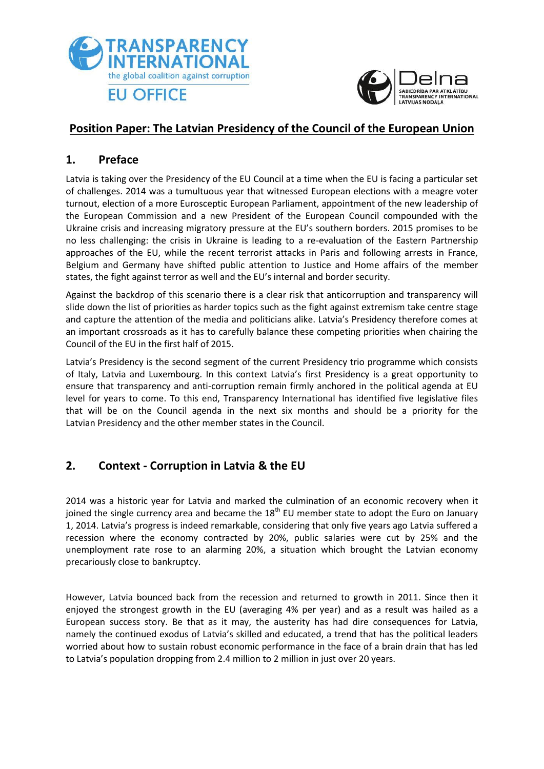# Position Paper: The Latvian Presidency of the Council of the European Union

## 1. Preface

Latvia is taking over the Presidency of the EU Council at a time when the EU is facing a particular set of challenges. 2014 was a tumultuous year that witnessed European elections with a meagre voter turnout, election of a more Eurosceptic European Parliament, appointment of the new leadership of the European Commission and a new President of the European Council compounded with the Ukraine crisis and increasing migratory pressure at the EU's southern borders. 2015 promises to be no less challenging: the crisis in Ukraine is leading to a re-evaluation of the Eastern Partnership approaches of the EU, while the recent terrorist attacks in Paris and following arrests in France, Belgium and Germany have shifted public attention to Justice and Home affairs of the member states, the fight against terror as well and the EU's internal and border security.

Against the backdrop of this scenario there is a clear risk that anticorruption and transparency will slide down the list of priorities as harder topics such as the fight against extremism take centre stage and capture the attention of the media and politicians alike. Latvia's Presidency therefore comes at an important crossroads as it has to carefully balance these competing priorities when chairing the Council of the EU in the first half of 2015.

Latvia's Presidency is the second segment of the current Presidency trio programme which consists of Italy, Latvia and Luxembourg. In this context Latvia's first Presidency is a great opportunity to ensure that transparency and anti-corruption remain firmly anchored in the political agenda at EU level for years to come. To this end, Transparency International has identified five legislative files that will be on the Council agenda in the next six months and should be a priority for the Latvian Presidency and the other member states in the Council.

## 2. Context - Corruption in Latvia & the EU

2014 was a historic year for Latvia and marked the culmination of an economic recovery when it joined the single currency area and became the 18th EU member state to adopt the Euro on January 1, 2014. Latvia's progress is indeed remarkable, considering that only five years ago Latvia suffered a recession where the economy contracted by 20%, public salaries were cut by 25% and the unemployment rate rose to an alarming 20%, a situation which brought the Latvian economy precariously close to bankruptcy.

However, Latvia bounced back from the recession and returned to growth in 2011. Since then it enjoyed the strongest growth in the EU (averaging 4% per year) and as a result was hailed as a European success story. Be that as it may, the austerity has had dire consequences for Latvia, namely the continued exodus of Latvia's skilled and educated, a trend that has the political leaders worried about how to sustain robust economic performance in the face of a brain drain that has led to Latvia's population dropping from 2.4 million to 2 million in just over 20 years.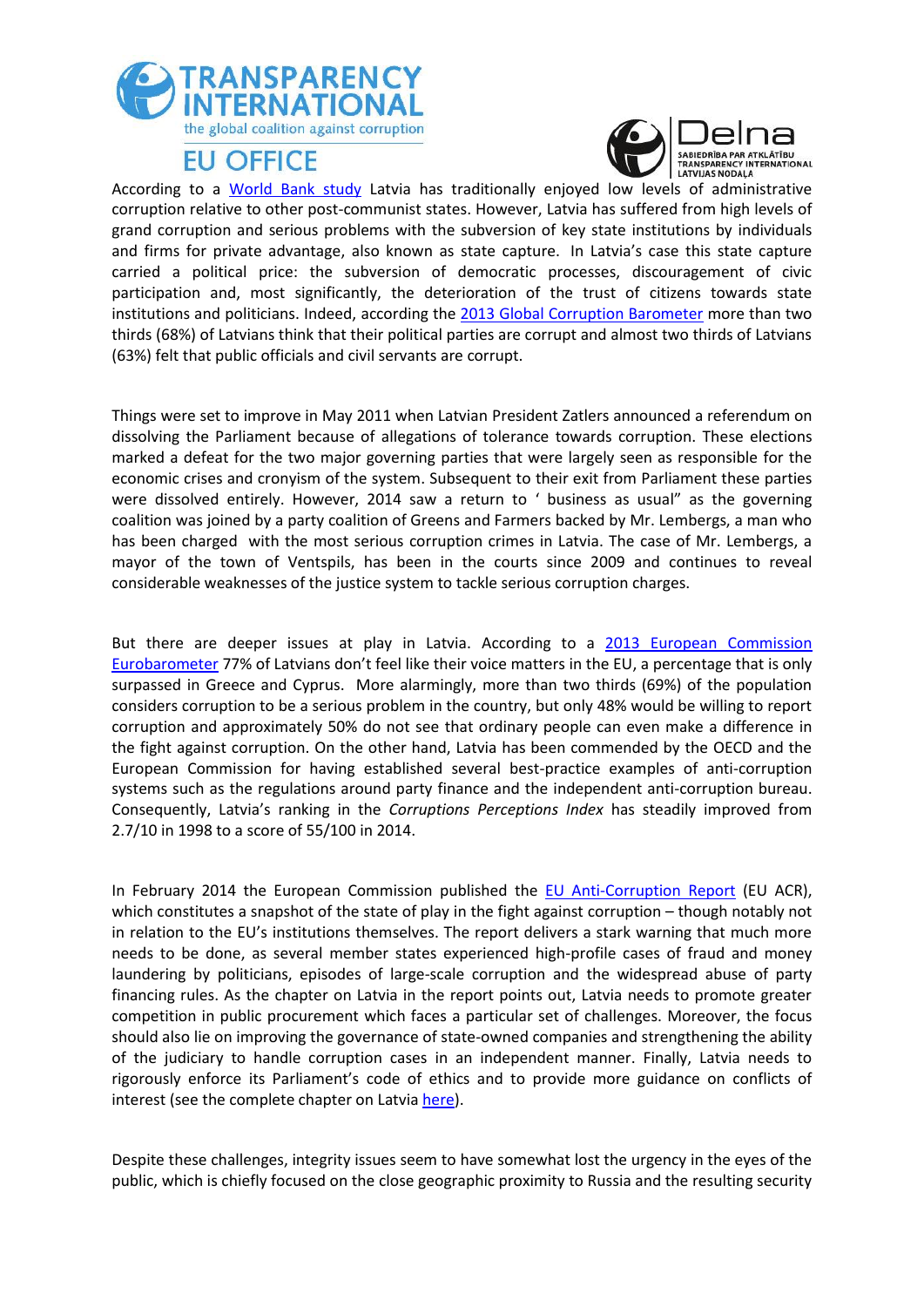According to a World Bank study Latvia has traditionally enjoyed low levels of administrative corruption relative to other post-communist states. However, Latvia has suffered from high levels of grand corruption and serious problems with the subversion of key state institutions by individuals and firms for private advantage, also known as state capture. In Latvia's case this state capture carried a political price: the subversion of democratic processes, discouragement of civic participation and, most significantly, the deterioration of the trust of citizens towards state institutions and politicians. Indeed, according the 2013 Global Corruption Barometer more than two thirds (68%) of Latvians think that their political parties are corrupt and almost two thirds of Latvians (63%) felt that public officials and civil servants are corrupt.

Things were set to improve in May 2011 when Latvian President Zatlers announced a referendum on dissolving the Parliament because of allegations of tolerance towards corruption. These elections marked a defeat for the two major governing parties that were largely seen as responsible for the economic crises and cronyism of the system. Subsequent to their exit from Parliament these parties were dissolved entirely. However, 2014 saw a return to ' business as usual" as the governing coalition was joined by a party coalition of Greens and Farmers backed by Mr. Lembergs, a man who has been charged with the most serious corruption crimes in Latvia. The case of Mr. Lembergs, a mayor of the town of Ventspils, has been in the courts since 2009 and continues to reveal considerable weaknesses of the justice system to tackle serious corruption charges.

But there are deeper issues at play in Latvia. According to a 2013 European Commission Eurobarometer 77% of Latvians don't feel like their voice matters in the EU, a percentage that is only surpassed in Greece and Cyprus. More alarmingly, more than two thirds (69%) of the population considers corruption to be a serious problem in the country, but only 48% would be willing to report corruption and approximately 50% do not see that ordinary people can even make a difference in the fight against corruption. On the other hand, Latvia has been commended by the OECD and the European Commission for having established several best-practice examples of anti-corruption systems such as the regulations around party finance and the independent anti-corruption bureau. Consequently, Latvia's ranking in the *Corruptions Perceptions Index* has steadily improved from 2.7/10 in 1998 to a score of 55/100 in 2014.

In February 2014 the European Commission published the EU Anti-Corruption Report (EU ACR), which constitutes a snapshot of the state of play in the fight against corruption – though notably not in relation to the EU's institutions themselves. The report delivers a stark warning that much more needs to be done, as several member states experienced high-profile cases of fraud and money laundering by politicians, episodes of large-scale corruption and the widespread abuse of party financing rules. As the chapter on Latvia in the report points out, Latvia needs to promote greater competition in public procurement which faces a particular set of challenges. Moreover, the focus should also lie on improving the governance of state-owned companies and strengthening the ability of the judiciary to handle corruption cases in an independent manner. Finally, Latvia needs to rigorously enforce its Parliament's code of ethics and to provide more guidance on conflicts of interest (see the complete chapter on Latvia here).

Despite these challenges, integrity issues seem to have somewhat lost the urgency in the eyes of the public, which is chiefly focused on the close geographic proximity to Russia and the resulting security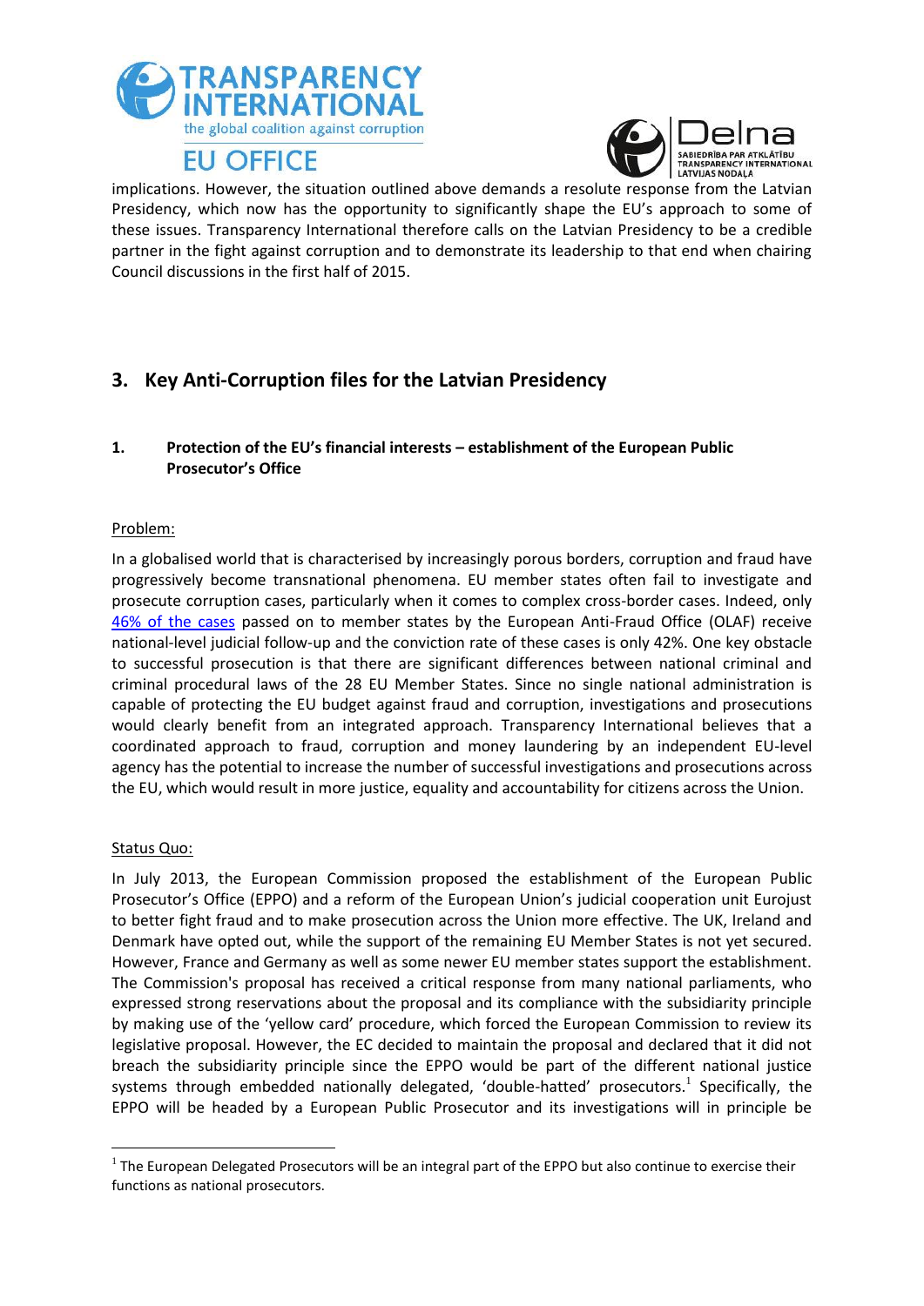implications. However, the situation outlined above demands a resolute response from the Latvian Presidency, which now has the opportunity to significantly shape the EU's approach to some of these issues. Transparency International therefore calls on the Latvian Presidency to be a credible partner in the fight against corruption and to demonstrate its leadership to that end when chairing Council discussions in the first half of 2015.

## 3. Key Anti-Corruption files for the Latvian Presidency

### 1. Protection of the EU's financial interests – establishment of the European Public Prosecutor's Office

Problem:

In a globalised world that is characterised by increasingly porous borders, corruption and fraud have progressively become transnational phenomena. EU member states often fail to investigate and prosecute corruption cases, particularly when it comes to complex cross-border cases. Indeed, only 46% of the cases passed on to member states by the European Anti-Fraud Office (OLAF) receive national-level judicial follow-up and the conviction rate of these cases is only 42%. One key obstacle to successful prosecution is that there are significant differences between national criminal and criminal procedural laws of the 28 EU Member States. Since no single national administration is capable of protecting the EU budget against fraud and corruption, investigations and prosecutions would clearly benefit from an integrated approach. Transparency International believes that a coordinated approach to fraud, corruption and money laundering by an independent EU-level agency has the potential to increase the number of successful investigations and prosecutions across the EU, which would result in more justice, equality and accountability for citizens across the Union.

Status Quo:

In July 2013, the European Commission proposed the establishment of the European Public Prosecutor's Office (EPPO) and a reform of the European Union's judicial cooperation unit Eurojust to better fight fraud and to make prosecution across the Union more effective. The UK, Ireland and Denmark have opted out, while the support of the remaining EU Member States is not yet secured. However, France and Germany as well as some newer EU member states support the establishment. The Commission's proposal has received a critical response from many national parliaments, who expressed strong reservations about the proposal and its compliance with the subsidiarity principle by making use of the 'yellow card' procedure, which forced the European Commission to review its legislative proposal. However, the EC decided to maintain the proposal and declared that it did not breach the subsidiarity principle since the EPPO would be part of the different national justice systems through embedded nationally delegated, 'double-hatted' prosecutors.[1] Specifically, the EPPO will be headed by a European Public Prosecutor and its investigations will in principle be

[1] The European Delegated Prosecutors will be an integral part of the EPPO but also continue to exercise their functions as national prosecutors.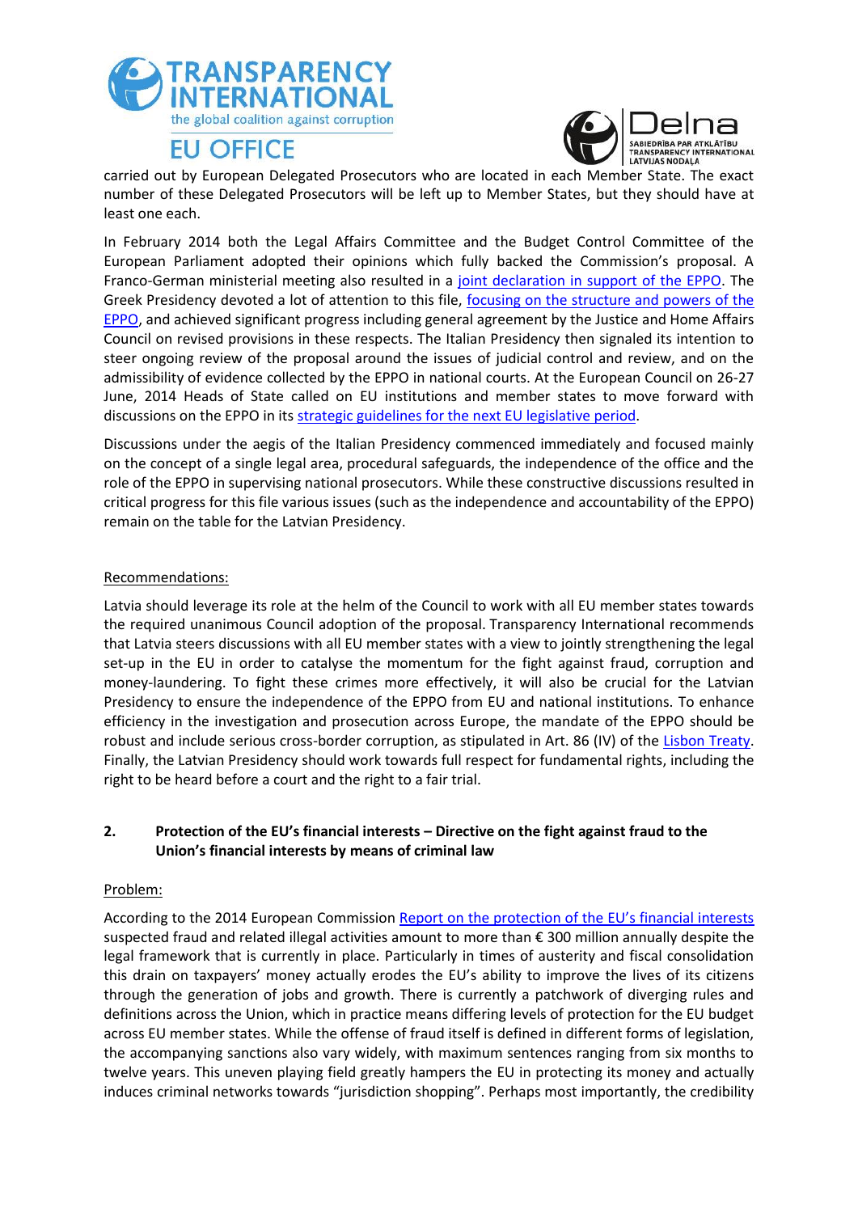carried out by European Delegated Prosecutors who are located in each Member State. The exact number of these Delegated Prosecutors will be left up to Member States, but they should have at least one each.

In February 2014 both the Legal Affairs Committee and the Budget Control Committee of the European Parliament adopted their opinions which fully backed the Commission's proposal. A Franco-German ministerial meeting also resulted in a joint declaration in support of the EPPO. The Greek Presidency devoted a lot of attention to this file, focusing on the structure and powers of the EPPO, and achieved significant progress including general agreement by the Justice and Home Affairs Council on revised provisions in these respects. The Italian Presidency then signaled its intention to steer ongoing review of the proposal around the issues of judicial control and review, and on the admissibility of evidence collected by the EPPO in national courts. At the European Council on 26-27 June, 2014 Heads of State called on EU institutions and member states to move forward with discussions on the EPPO in its strategic guidelines for the next EU legislative period.

Discussions under the aegis of the Italian Presidency commenced immediately and focused mainly on the concept of a single legal area, procedural safeguards, the independence of the office and the role of the EPPO in supervising national prosecutors. While these constructive discussions resulted in critical progress for this file various issues (such as the independence and accountability of the EPPO) remain on the table for the Latvian Presidency.

Recommendations:

Latvia should leverage its role at the helm of the Council to work with all EU member states towards the required unanimous Council adoption of the proposal. Transparency International recommends that Latvia steers discussions with all EU member states with a view to jointly strengthening the legal set-up in the EU in order to catalyse the momentum for the fight against fraud, corruption and money-laundering. To fight these crimes more effectively, it will also be crucial for the Latvian Presidency to ensure the independence of the EPPO from EU and national institutions. To enhance efficiency in the investigation and prosecution across Europe, the mandate of the EPPO should be robust and include serious cross-border corruption, as stipulated in Art. 86 (IV) of the Lisbon Treaty. Finally, the Latvian Presidency should work towards full respect for fundamental rights, including the right to be heard before a court and the right to a fair trial.

## 2. Protection of the EU's financial interests – Directive on the fight against fraud to the Union's financial interests by means of criminal law

Problem:

According to the 2014 European Commission Report on the protection of the EU's financial interests suspected fraud and related illegal activities amount to more than € 300 million annually despite the legal framework that is currently in place. Particularly in times of austerity and fiscal consolidation this drain on taxpayers' money actually erodes the EU's ability to improve the lives of its citizens through the generation of jobs and growth. There is currently a patchwork of diverging rules and definitions across the Union, which in practice means differing levels of protection for the EU budget across EU member states. While the offense of fraud itself is defined in different forms of legislation, the accompanying sanctions also vary widely, with maximum sentences ranging from six months to twelve years. This uneven playing field greatly hampers the EU in protecting its money and actually induces criminal networks towards "jurisdiction shopping". Perhaps most importantly, the credibility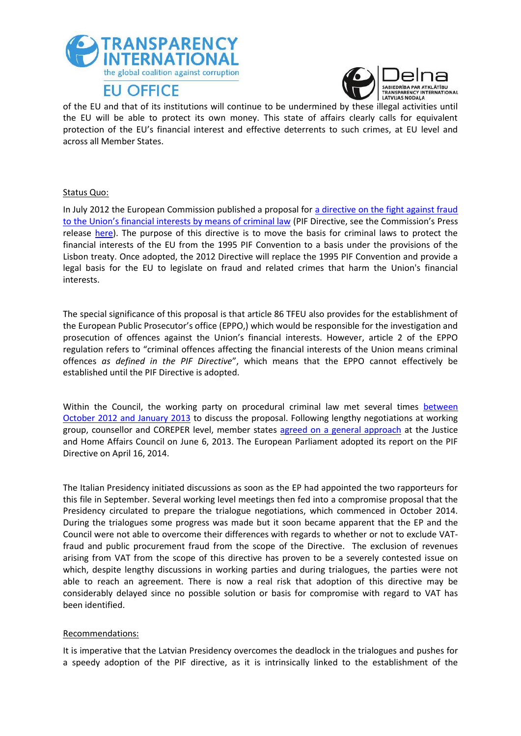of the EU and that of its institutions will continue to be undermined by these illegal activities until the EU will be able to protect its own money. This state of affairs clearly calls for equivalent protection of the EU's financial interest and effective deterrents to such crimes, at EU level and across all Member States.

Status Quo:

In July 2012 the European Commission published a proposal for a directive on the fight against fraud to the Union's financial interests by means of criminal law (PIF Directive, see the Commission's Press release here). The purpose of this directive is to move the basis for criminal laws to protect the financial interests of the EU from the 1995 PIF Convention to a basis under the provisions of the Lisbon treaty. Once adopted, the 2012 Directive will replace the 1995 PIF Convention and provide a legal basis for the EU to legislate on fraud and related crimes that harm the Union's financial interests.

The special significance of this proposal is that article 86 TFEU also provides for the establishment of the European Public Prosecutor's office (EPPO,) which would be responsible for the investigation and prosecution of offences against the Union's financial interests. However, article 2 of the EPPO regulation refers to "criminal offences affecting the financial interests of the Union means criminal offences *as defined in the PIF Directive*", which means that the EPPO cannot effectively be established until the PIF Directive is adopted.

Within the Council, the working party on procedural criminal law met several times between October 2012 and January 2013 to discuss the proposal. Following lengthy negotiations at working group, counsellor and COREPER level, member states agreed on a general approach at the Justice and Home Affairs Council on June 6, 2013. The European Parliament adopted its report on the PIF Directive on April 16, 2014.

The Italian Presidency initiated discussions as soon as the EP had appointed the two rapporteurs for this file in September. Several working level meetings then fed into a compromise proposal that the Presidency circulated to prepare the trialogue negotiations, which commenced in October 2014. During the trialogues some progress was made but it soon became apparent that the EP and the Council were not able to overcome their differences with regards to whether or not to exclude VAT-fraud and public procurement fraud from the scope of the Directive. The exclusion of revenues arising from VAT from the scope of this directive has proven to be a severely contested issue on which, despite lengthy discussions in working parties and during trialogues, the parties were not able to reach an agreement. There is now a real risk that adoption of this directive may be considerably delayed since no possible solution or basis for compromise with regard to VAT has been identified.

Recommendations:

It is imperative that the Latvian Presidency overcomes the deadlock in the trialogues and pushes for a speedy adoption of the PIF directive, as it is intrinsically linked to the establishment of the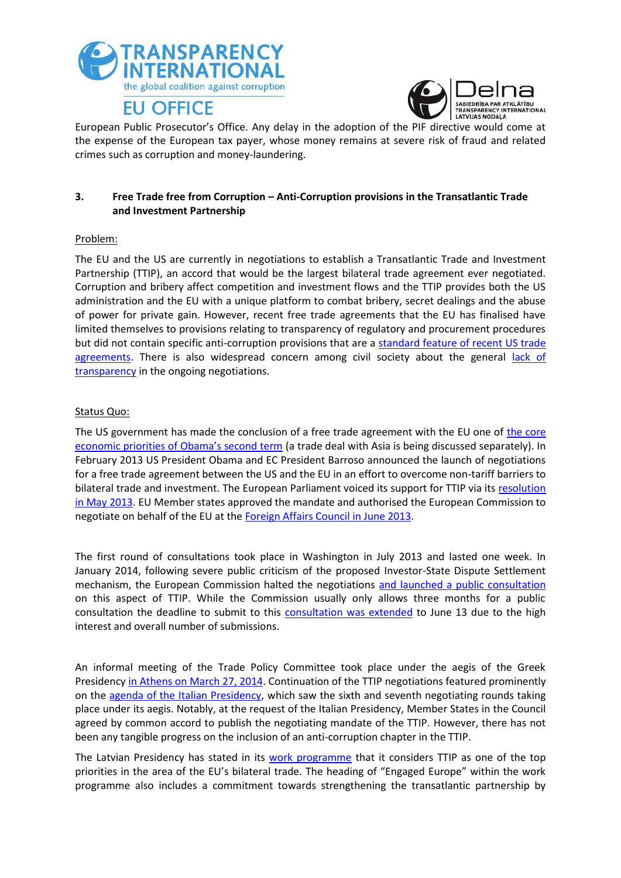European Public Prosecutor's Office. Any delay in the adoption of the PIF directive would come at the expense of the European tax payer, whose money remains at severe risk of fraud and related crimes such as corruption and money-laundering.

### 3. Free Trade free from Corruption – Anti-Corruption provisions in the Transatlantic Trade and Investment Partnership

Problem:

The EU and the US are currently in negotiations to establish a Transatlantic Trade and Investment Partnership (TTIP), an accord that would be the largest bilateral trade agreement ever negotiated. Corruption and bribery affect competition and investment flows and the TTIP provides both the US administration and the EU with a unique platform to combat bribery, secret dealings and the abuse of power for private gain. However, recent free trade agreements that the EU has finalised have limited themselves to provisions relating to transparency of regulatory and procurement procedures but did not contain specific anti-corruption provisions that are a standard feature of recent US trade agreements. There is also widespread concern among civil society about the general lack of transparency in the ongoing negotiations.

Status Quo:

The US government has made the conclusion of a free trade agreement with the EU one of the core economic priorities of Obama's second term (a trade deal with Asia is being discussed separately). In February 2013 US President Obama and EC President Barroso announced the launch of negotiations for a free trade agreement between the US and the EU in an effort to overcome non-tariff barriers to bilateral trade and investment. The European Parliament voiced its support for TTIP via its resolution in May 2013. EU Member states approved the mandate and authorised the European Commission to negotiate on behalf of the EU at the Foreign Affairs Council in June 2013.

The first round of consultations took place in Washington in July 2013 and lasted one week. In January 2014, following severe public criticism of the proposed Investor-State Dispute Settlement mechanism, the European Commission halted the negotiations and launched a public consultation on this aspect of TTIP. While the Commission usually only allows three months for a public consultation the deadline to submit to this consultation was extended to June 13 due to the high interest and overall number of submissions.

An informal meeting of the Trade Policy Committee took place under the aegis of the Greek Presidency in Athens on March 27, 2014. Continuation of the TTIP negotiations featured prominently on the agenda of the Italian Presidency, which saw the sixth and seventh negotiating rounds taking place under its aegis. Notably, at the request of the Italian Presidency, Member States in the Council agreed by common accord to publish the negotiating mandate of the TTIP. However, there has not been any tangible progress on the inclusion of an anti-corruption chapter in the TTIP.

The Latvian Presidency has stated in its work programme that it considers TTIP as one of the top priorities in the area of the EU's bilateral trade. The heading of "Engaged Europe" within the work programme also includes a commitment towards strengthening the transatlantic partnership by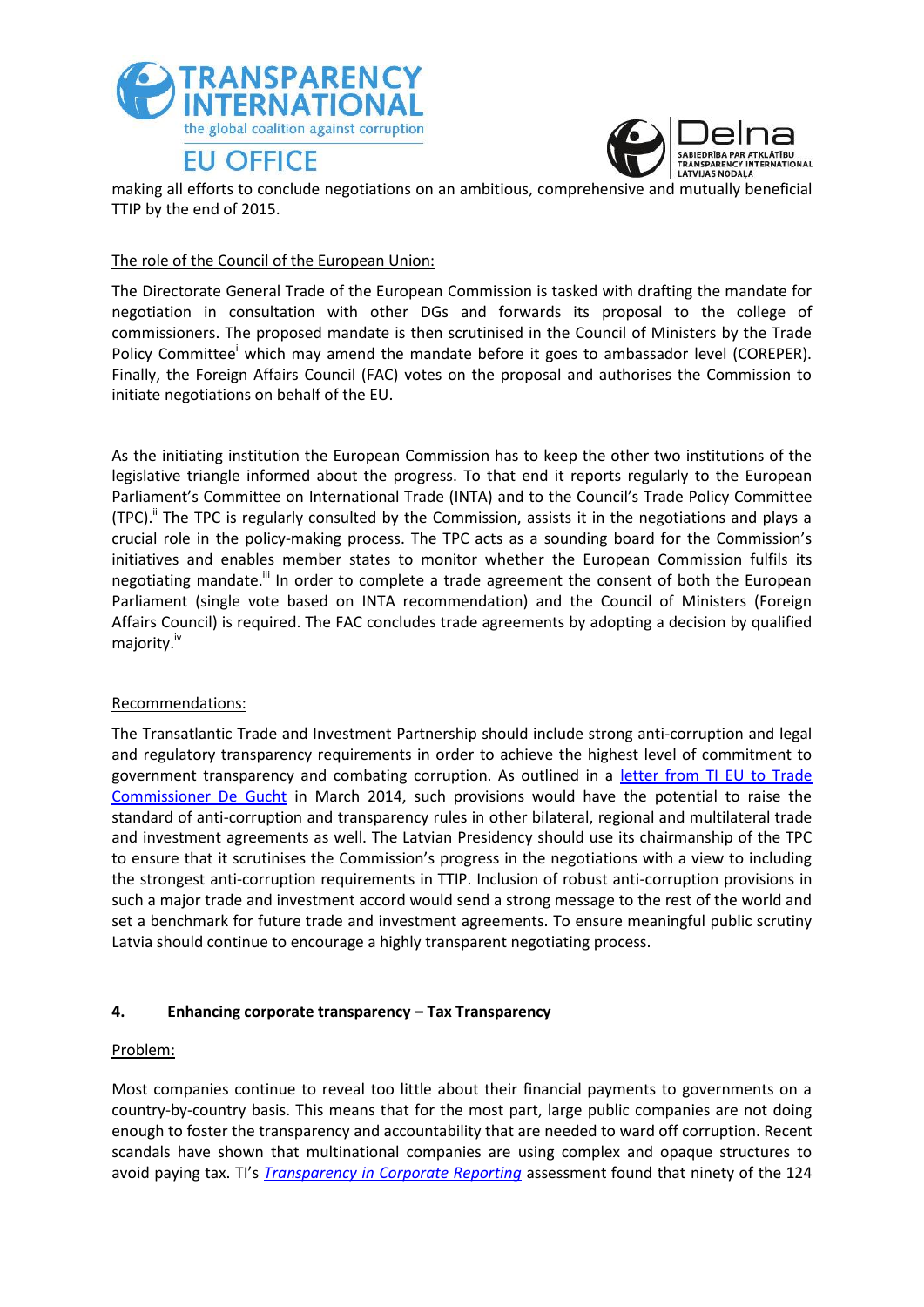making all efforts to conclude negotiations on an ambitious, comprehensive and mutually beneficial TTIP by the end of 2015.

The role of the Council of the European Union:

The Directorate General Trade of the European Commission is tasked with drafting the mandate for negotiation in consultation with other DGs and forwards its proposal to the college of commissioners. The proposed mandate is then scrutinised in the Council of Ministers by the Trade Policy Committee[i] which may amend the mandate before it goes to ambassador level (COREPER). Finally, the Foreign Affairs Council (FAC) votes on the proposal and authorises the Commission to initiate negotiations on behalf of the EU.

As the initiating institution the European Commission has to keep the other two institutions of the legislative triangle informed about the progress. To that end it reports regularly to the European Parliament's Committee on International Trade (INTA) and to the Council's Trade Policy Committee (TPC).[ii] The TPC is regularly consulted by the Commission, assists it in the negotiations and plays a crucial role in the policy-making process. The TPC acts as a sounding board for the Commission's initiatives and enables member states to monitor whether the European Commission fulfils its negotiating mandate.[iii] In order to complete a trade agreement the consent of both the European Parliament (single vote based on INTA recommendation) and the Council of Ministers (Foreign Affairs Council) is required. The FAC concludes trade agreements by adopting a decision by qualified majority.[iv]

Recommendations:

The Transatlantic Trade and Investment Partnership should include strong anti-corruption and legal and regulatory transparency requirements in order to achieve the highest level of commitment to government transparency and combating corruption. As outlined in a letter from TI EU to Trade Commissioner De Gucht in March 2014, such provisions would have the potential to raise the standard of anti-corruption and transparency rules in other bilateral, regional and multilateral trade and investment agreements as well. The Latvian Presidency should use its chairmanship of the TPC to ensure that it scrutinises the Commission's progress in the negotiations with a view to including the strongest anti-corruption requirements in TTIP. Inclusion of robust anti-corruption provisions in such a major trade and investment accord would send a strong message to the rest of the world and set a benchmark for future trade and investment agreements. To ensure meaningful public scrutiny Latvia should continue to encourage a highly transparent negotiating process.

### 4. Enhancing corporate transparency – Tax Transparency

Problem:

Most companies continue to reveal too little about their financial payments to governments on a country-by-country basis. This means that for the most part, large public companies are not doing enough to foster the transparency and accountability that are needed to ward off corruption. Recent scandals have shown that multinational companies are using complex and opaque structures to avoid paying tax. TI's *Transparency in Corporate Reporting* assessment found that ninety of the 124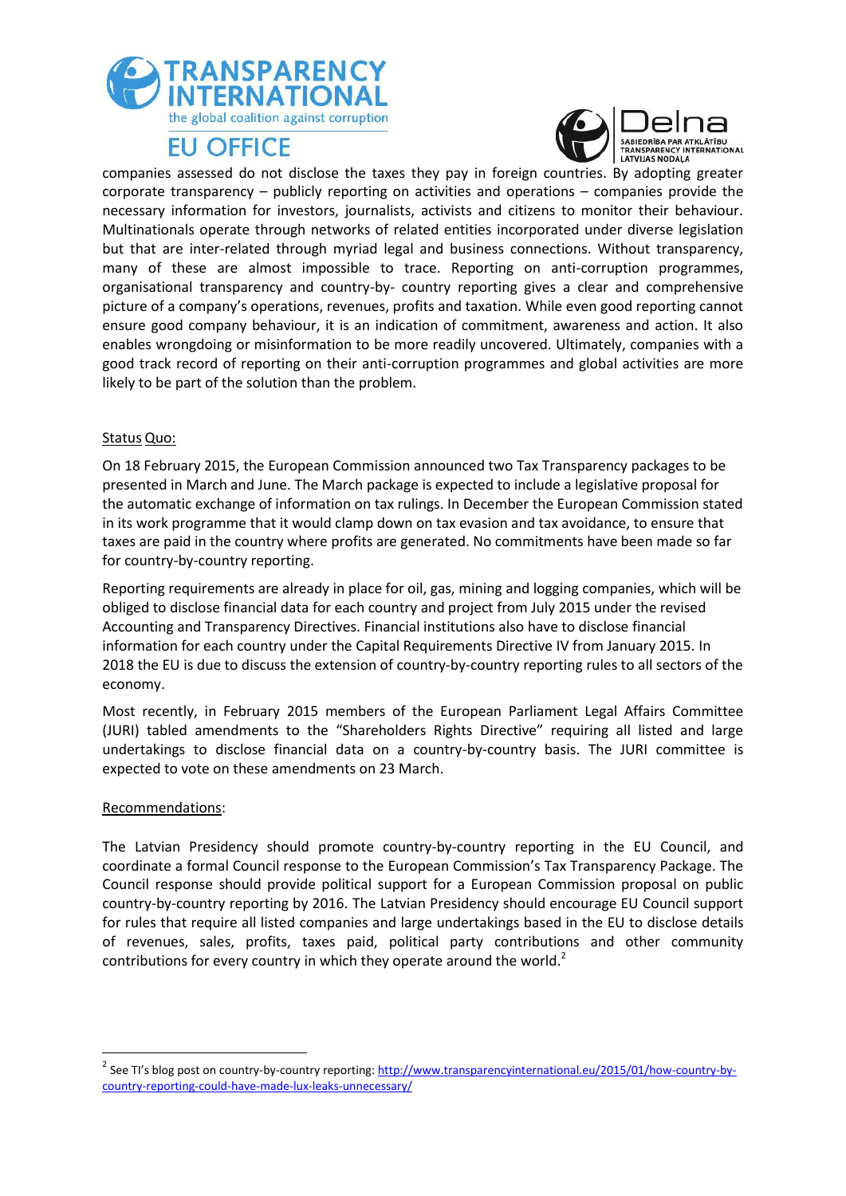companies assessed do not disclose the taxes they pay in foreign countries. By adopting greater corporate transparency – publicly reporting on activities and operations – companies provide the necessary information for investors, journalists, activists and citizens to monitor their behaviour. Multinationals operate through networks of related entities incorporated under diverse legislation but that are inter-related through myriad legal and business connections. Without transparency, many of these are almost impossible to trace. Reporting on anti-corruption programmes, organisational transparency and country-by- country reporting gives a clear and comprehensive picture of a company's operations, revenues, profits and taxation. While even good reporting cannot ensure good company behaviour, it is an indication of commitment, awareness and action. It also enables wrongdoing or misinformation to be more readily uncovered. Ultimately, companies with a good track record of reporting on their anti-corruption programmes and global activities are more likely to be part of the solution than the problem.

Status Quo:

On 18 February 2015, the European Commission announced two Tax Transparency packages to be presented in March and June. The March package is expected to include a legislative proposal for the automatic exchange of information on tax rulings. In December the European Commission stated in its work programme that it would clamp down on tax evasion and tax avoidance, to ensure that taxes are paid in the country where profits are generated. No commitments have been made so far for country-by-country reporting.

Reporting requirements are already in place for oil, gas, mining and logging companies, which will be obliged to disclose financial data for each country and project from July 2015 under the revised Accounting and Transparency Directives. Financial institutions also have to disclose financial information for each country under the Capital Requirements Directive IV from January 2015. In 2018 the EU is due to discuss the extension of country-by-country reporting rules to all sectors of the economy.

Most recently, in February 2015 members of the European Parliament Legal Affairs Committee (JURI) tabled amendments to the "Shareholders Rights Directive" requiring all listed and large undertakings to disclose financial data on a country-by-country basis. The JURI committee is expected to vote on these amendments on 23 March.

Recommendations:

The Latvian Presidency should promote country-by-country reporting in the EU Council, and coordinate a formal Council response to the European Commission's Tax Transparency Package. The Council response should provide political support for a European Commission proposal on public country-by-country reporting by 2016. The Latvian Presidency should encourage EU Council support for rules that require all listed companies and large undertakings based in the EU to disclose details of revenues, sales, profits, taxes paid, political party contributions and other community contributions for every country in which they operate around the world.[2]

[2] See TI's blog post on country-by-country reporting: http://www.transparencyinternational.eu/2015/01/how-country-by-country-reporting-could-have-made-lux-leaks-unnecessary/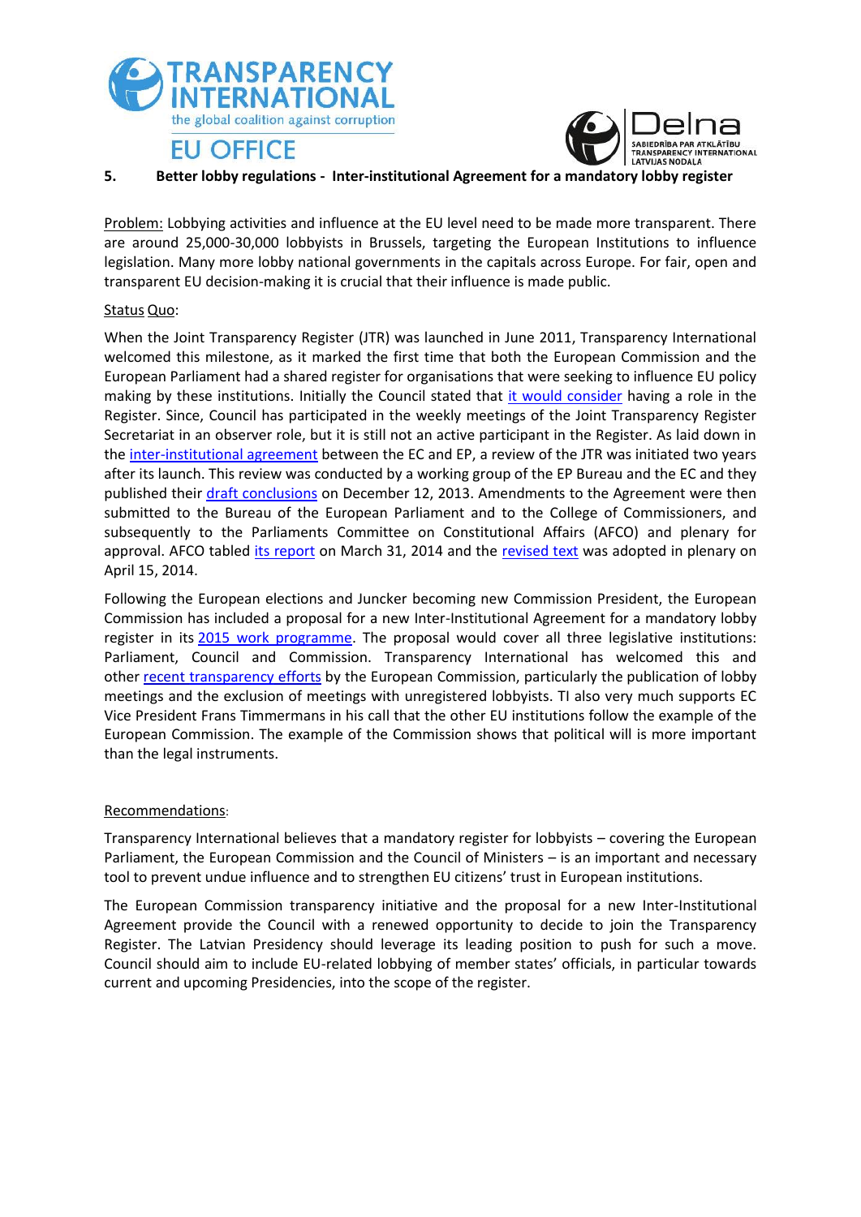## 5. Better lobby regulations - Inter-institutional Agreement for a mandatory lobby register

Problem: Lobbying activities and influence at the EU level need to be made more transparent. There are around 25,000-30,000 lobbyists in Brussels, targeting the European Institutions to influence legislation. Many more lobby national governments in the capitals across Europe. For fair, open and transparent EU decision-making it is crucial that their influence is made public.

Status Quo:

When the Joint Transparency Register (JTR) was launched in June 2011, Transparency International welcomed this milestone, as it marked the first time that both the European Commission and the European Parliament had a shared register for organisations that were seeking to influence EU policy making by these institutions. Initially the Council stated that it would consider having a role in the Register. Since, Council has participated in the weekly meetings of the Joint Transparency Register Secretariat in an observer role, but it is still not an active participant in the Register. As laid down in the inter-institutional agreement between the EC and EP, a review of the JTR was initiated two years after its launch. This review was conducted by a working group of the EP Bureau and the EC and they published their draft conclusions on December 12, 2013. Amendments to the Agreement were then submitted to the Bureau of the European Parliament and to the College of Commissioners, and subsequently to the Parliaments Committee on Constitutional Affairs (AFCO) and plenary for approval. AFCO tabled its report on March 31, 2014 and the revised text was adopted in plenary on April 15, 2014.

Following the European elections and Juncker becoming new Commission President, the European Commission has included a proposal for a new Inter-Institutional Agreement for a mandatory lobby register in its 2015 work programme. The proposal would cover all three legislative institutions: Parliament, Council and Commission. Transparency International has welcomed this and other recent transparency efforts by the European Commission, particularly the publication of lobby meetings and the exclusion of meetings with unregistered lobbyists. TI also very much supports EC Vice President Frans Timmermans in his call that the other EU institutions follow the example of the European Commission. The example of the Commission shows that political will is more important than the legal instruments.

Recommendations:

Transparency International believes that a mandatory register for lobbyists – covering the European Parliament, the European Commission and the Council of Ministers – is an important and necessary tool to prevent undue influence and to strengthen EU citizens' trust in European institutions.

The European Commission transparency initiative and the proposal for a new Inter-Institutional Agreement provide the Council with a renewed opportunity to decide to join the Transparency Register. The Latvian Presidency should leverage its leading position to push for such a move. Council should aim to include EU-related lobbying of member states' officials, in particular towards current and upcoming Presidencies, into the scope of the register.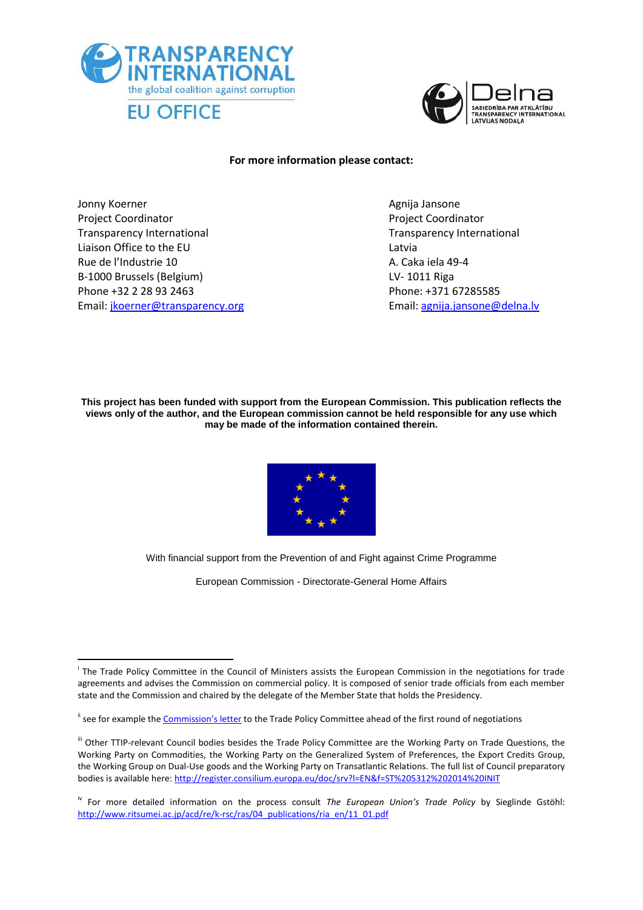**For more information please contact:**

Jonny Koerner
Project Coordinator
Transparency International
Liaison Office to the EU
Rue de l'Industrie 10
B-1000 Brussels (Belgium)
Phone +32 2 28 93 2463
Email: jkoerner@transparency.org

Agnija Jansone
Project Coordinator
Transparency International
Latvia
A. Caka iela 49-4
LV- 1011 Riga
Phone: +371 67285585
Email: agnija.jansone@delna.lv

**This project has been funded with support from the European Commission. This publication reflects the views only of the author, and the European commission cannot be held responsible for any use which may be made of the information contained therein.**

With financial support from the Prevention of and Fight against Crime Programme

European Commission - Directorate-General Home Affairs

---

[i] The Trade Policy Committee in the Council of Ministers assists the European Commission in the negotiations for trade agreements and advises the Commission on commercial policy. It is composed of senior trade officials from each member state and the Commission and chaired by the delegate of the Member State that holds the Presidency.

[ii] see for example the Commission's letter to the Trade Policy Committee ahead of the first round of negotiations

[iii] Other TTIP-relevant Council bodies besides the Trade Policy Committee are the Working Party on Trade Questions, the Working Party on Commodities, the Working Party on the Generalized System of Preferences, the Export Credits Group, the Working Group on Dual-Use goods and the Working Party on Transatlantic Relations. The full list of Council preparatory bodies is available here: http://register.consilium.europa.eu/doc/srv?l=EN&f=ST%205312%202014%20INIT

[iv] For more detailed information on the process consult *The European Union's Trade Policy* by Sieglinde Gstöhl: http://www.ritsumei.ac.jp/acd/re/k-rsc/ras/04_publications/ria_en/11_01.pdf